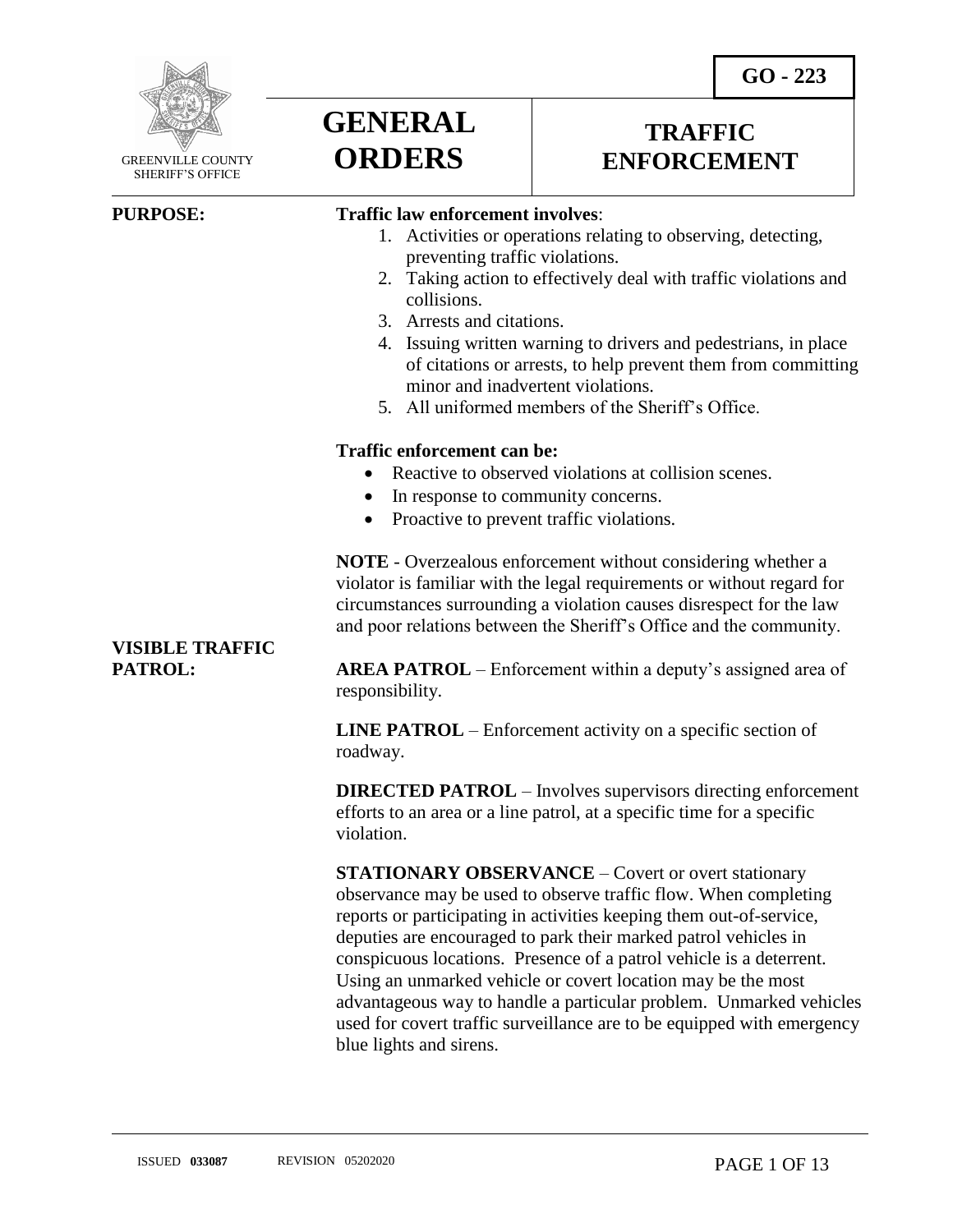GO - 223

GREENVILLE COUNTY SHERIFF'S OFFICE

# GENERAL ORDERS

# TRAFFIC ENFORCEMENT

**PURPOSE:**

**Traffic law enforcement involves**:

1. Activities or operations relating to observing, detecting, preventing traffic violations.
2. Taking action to effectively deal with traffic violations and collisions.
3. Arrests and citations.
4. Issuing written warning to drivers and pedestrians, in place of citations or arrests, to help prevent them from committing minor and inadvertent violations.
5. All uniformed members of the Sheriff's Office.

**Traffic enforcement can be:**

- Reactive to observed violations at collision scenes.
- In response to community concerns.
- Proactive to prevent traffic violations.

**NOTE** - Overzealous enforcement without considering whether a violator is familiar with the legal requirements or without regard for circumstances surrounding a violation causes disrespect for the law and poor relations between the Sheriff's Office and the community.

**VISIBLE TRAFFIC PATROL:**

**AREA PATROL** – Enforcement within a deputy's assigned area of responsibility.

**LINE PATROL** – Enforcement activity on a specific section of roadway.

**DIRECTED PATROL** – Involves supervisors directing enforcement efforts to an area or a line patrol, at a specific time for a specific violation.

**STATIONARY OBSERVANCE** – Covert or overt stationary observance may be used to observe traffic flow. When completing reports or participating in activities keeping them out-of-service, deputies are encouraged to park their marked patrol vehicles in conspicuous locations. Presence of a patrol vehicle is a deterrent. Using an unmarked vehicle or covert location may be the most advantageous way to handle a particular problem. Unmarked vehicles used for covert traffic surveillance are to be equipped with emergency blue lights and sirens.

ISSUED **033087** REVISION 05202020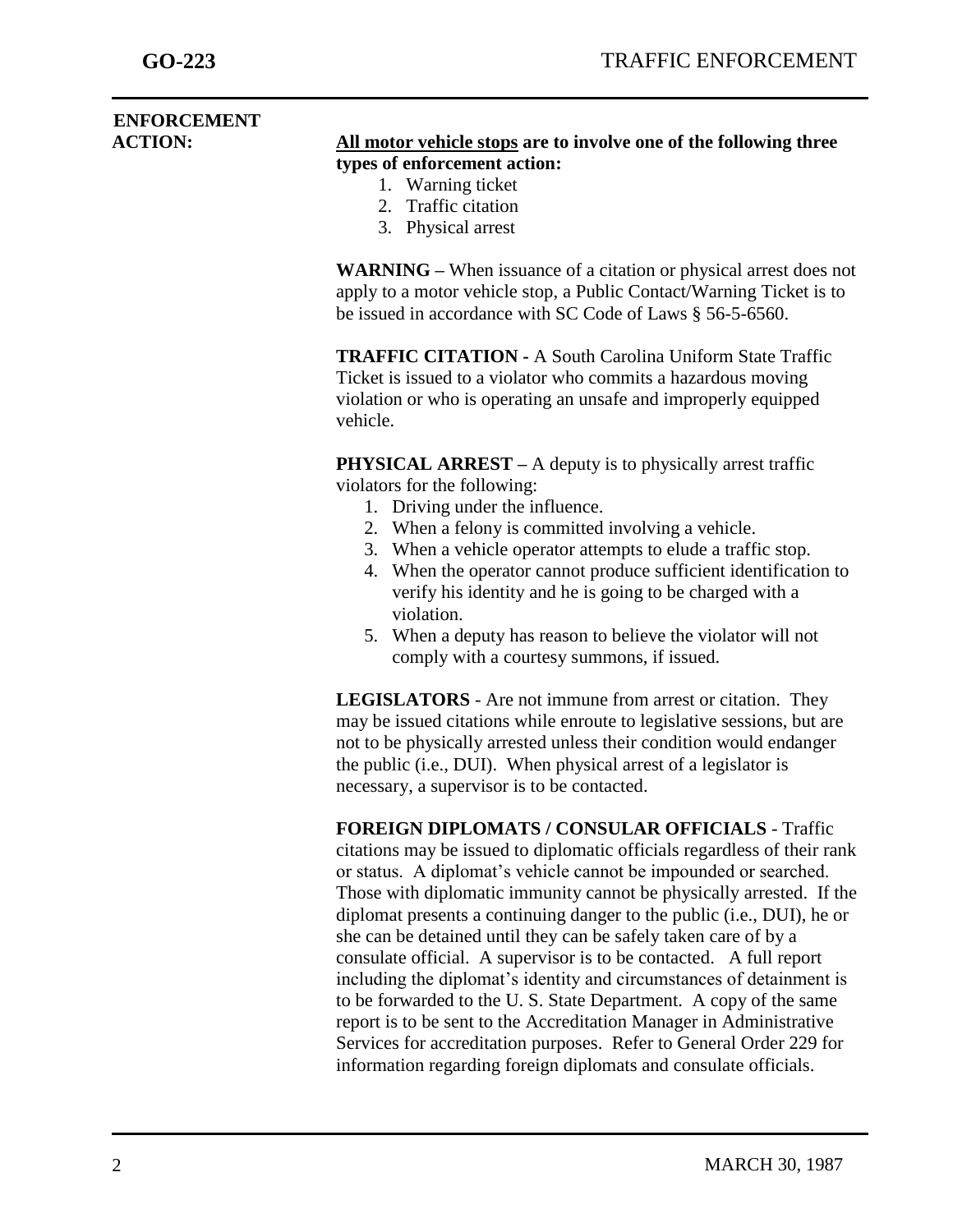**ENFORCEMENT ACTION:**

**All motor vehicle stops are to involve one of the following three types of enforcement action:**

1. Warning ticket
2. Traffic citation
3. Physical arrest

**WARNING –** When issuance of a citation or physical arrest does not apply to a motor vehicle stop, a Public Contact/Warning Ticket is to be issued in accordance with SC Code of Laws § 56-5-6560.

**TRAFFIC CITATION -** A South Carolina Uniform State Traffic Ticket is issued to a violator who commits a hazardous moving violation or who is operating an unsafe and improperly equipped vehicle.

**PHYSICAL ARREST –** A deputy is to physically arrest traffic violators for the following:

1. Driving under the influence.
2. When a felony is committed involving a vehicle.
3. When a vehicle operator attempts to elude a traffic stop.
4. When the operator cannot produce sufficient identification to verify his identity and he is going to be charged with a violation.
5. When a deputy has reason to believe the violator will not comply with a courtesy summons, if issued.

**LEGISLATORS** - Are not immune from arrest or citation. They may be issued citations while enroute to legislative sessions, but are not to be physically arrested unless their condition would endanger the public (i.e., DUI). When physical arrest of a legislator is necessary, a supervisor is to be contacted.

**FOREIGN DIPLOMATS / CONSULAR OFFICIALS** - Traffic citations may be issued to diplomatic officials regardless of their rank or status. A diplomat's vehicle cannot be impounded or searched. Those with diplomatic immunity cannot be physically arrested. If the diplomat presents a continuing danger to the public (i.e., DUI), he or she can be detained until they can be safely taken care of by a consulate official. A supervisor is to be contacted. A full report including the diplomat's identity and circumstances of detainment is to be forwarded to the U. S. State Department. A copy of the same report is to be sent to the Accreditation Manager in Administrative Services for accreditation purposes. Refer to General Order 229 for information regarding foreign diplomats and consulate officials.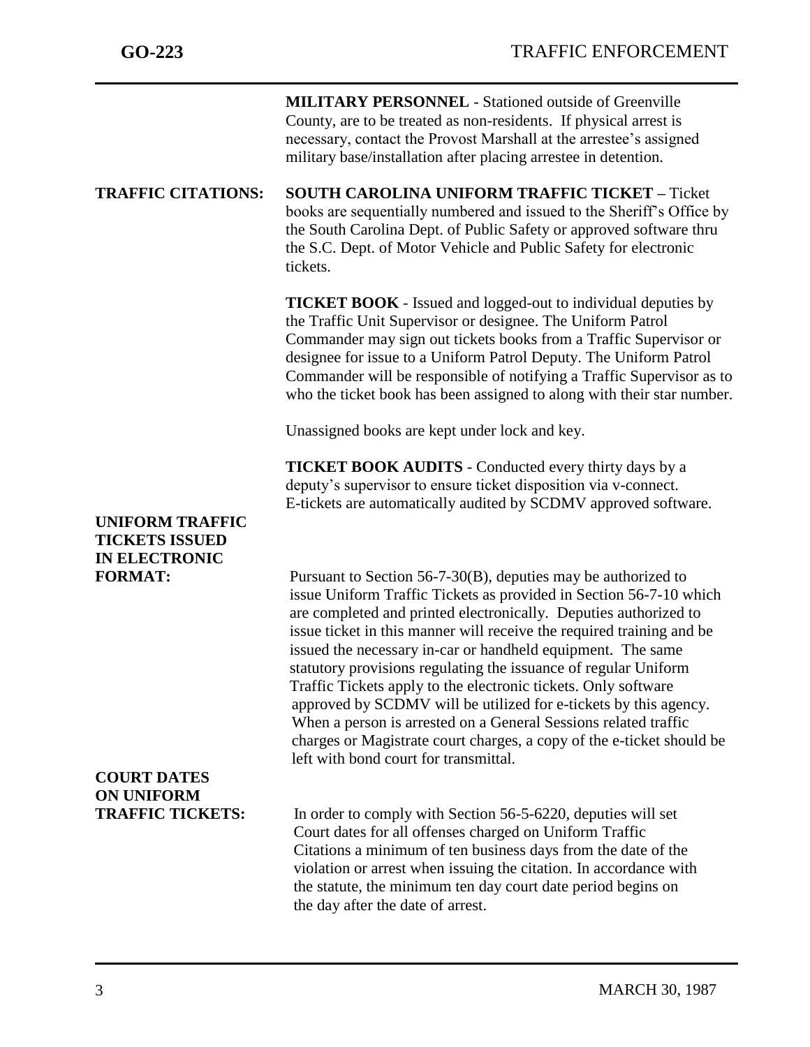**MILITARY PERSONNEL** - Stationed outside of Greenville County, are to be treated as non-residents. If physical arrest is necessary, contact the Provost Marshall at the arrestee's assigned military base/installation after placing arrestee in detention.

**TRAFFIC CITATIONS:**

**SOUTH CAROLINA UNIFORM TRAFFIC TICKET –** Ticket books are sequentially numbered and issued to the Sheriff's Office by the South Carolina Dept. of Public Safety or approved software thru the S.C. Dept. of Motor Vehicle and Public Safety for electronic tickets.

**TICKET BOOK** - Issued and logged-out to individual deputies by the Traffic Unit Supervisor or designee. The Uniform Patrol Commander may sign out tickets books from a Traffic Supervisor or designee for issue to a Uniform Patrol Deputy. The Uniform Patrol Commander will be responsible of notifying a Traffic Supervisor as to who the ticket book has been assigned to along with their star number.

Unassigned books are kept under lock and key.

**TICKET BOOK AUDITS** - Conducted every thirty days by a deputy's supervisor to ensure ticket disposition via v-connect. E-tickets are automatically audited by SCDMV approved software.

**UNIFORM TRAFFIC TICKETS ISSUED IN ELECTRONIC FORMAT:**

Pursuant to Section 56-7-30(B), deputies may be authorized to issue Uniform Traffic Tickets as provided in Section 56-7-10 which are completed and printed electronically. Deputies authorized to issue ticket in this manner will receive the required training and be issued the necessary in-car or handheld equipment. The same statutory provisions regulating the issuance of regular Uniform Traffic Tickets apply to the electronic tickets. Only software approved by SCDMV will be utilized for e-tickets by this agency. When a person is arrested on a General Sessions related traffic charges or Magistrate court charges, a copy of the e-ticket should be left with bond court for transmittal.

**COURT DATES ON UNIFORM TRAFFIC TICKETS:**

In order to comply with Section 56-5-6220, deputies will set Court dates for all offenses charged on Uniform Traffic Citations a minimum of ten business days from the date of the violation or arrest when issuing the citation. In accordance with the statute, the minimum ten day court date period begins on the day after the date of arrest.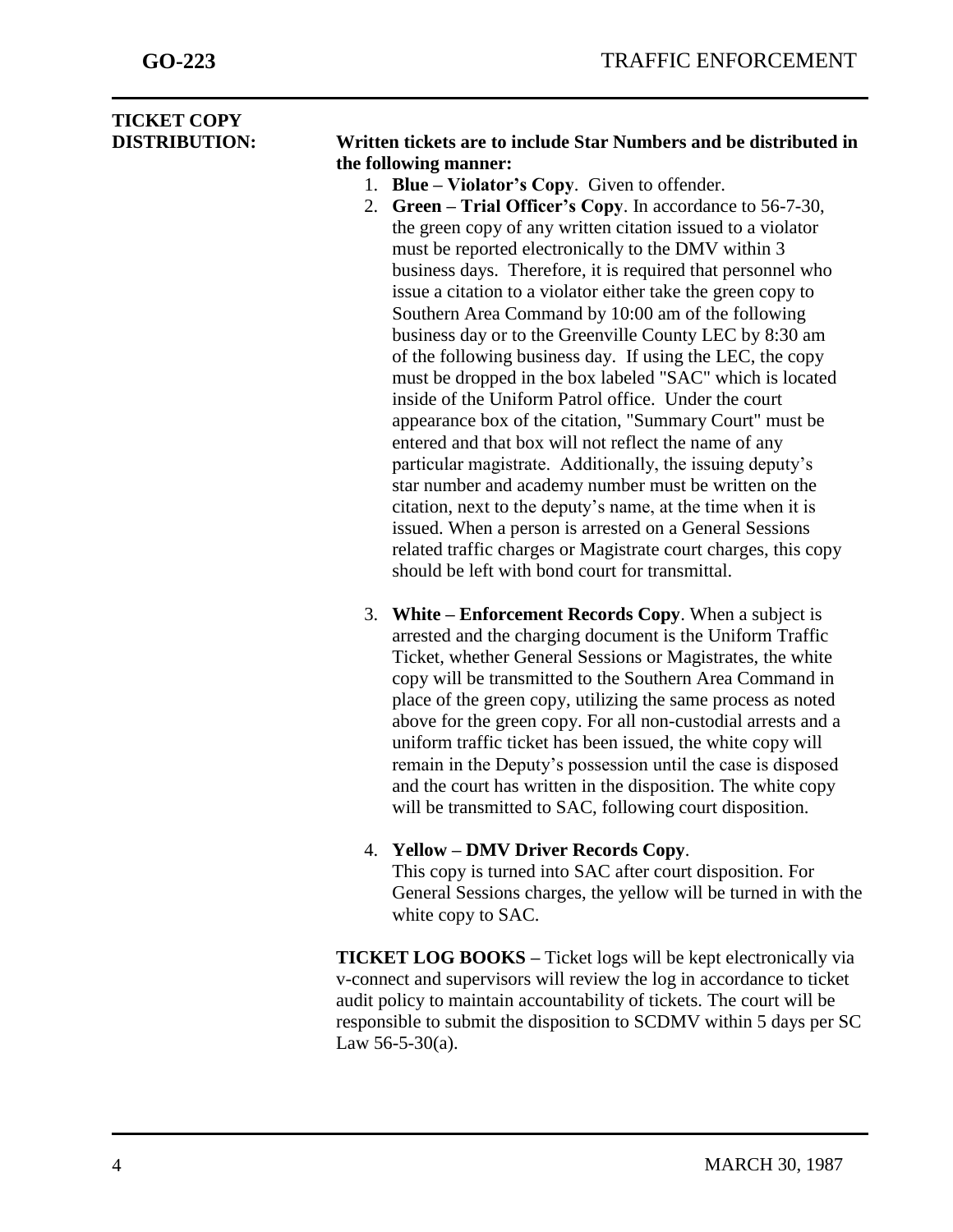**TICKET COPY DISTRIBUTION:**

**Written tickets are to include Star Numbers and be distributed in the following manner:**

1. **Blue – Violator's Copy**. Given to offender.
2. **Green – Trial Officer's Copy**. In accordance to 56-7-30, the green copy of any written citation issued to a violator must be reported electronically to the DMV within 3 business days. Therefore, it is required that personnel who issue a citation to a violator either take the green copy to Southern Area Command by 10:00 am of the following business day or to the Greenville County LEC by 8:30 am of the following business day. If using the LEC, the copy must be dropped in the box labeled "SAC" which is located inside of the Uniform Patrol office. Under the court appearance box of the citation, "Summary Court" must be entered and that box will not reflect the name of any particular magistrate. Additionally, the issuing deputy's star number and academy number must be written on the citation, next to the deputy's name, at the time when it is issued. When a person is arrested on a General Sessions related traffic charges or Magistrate court charges, this copy should be left with bond court for transmittal.

3. **White – Enforcement Records Copy**. When a subject is arrested and the charging document is the Uniform Traffic Ticket, whether General Sessions or Magistrates, the white copy will be transmitted to the Southern Area Command in place of the green copy, utilizing the same process as noted above for the green copy. For all non-custodial arrests and a uniform traffic ticket has been issued, the white copy will remain in the Deputy's possession until the case is disposed and the court has written in the disposition. The white copy will be transmitted to SAC, following court disposition.

4. **Yellow – DMV Driver Records Copy**.
   This copy is turned into SAC after court disposition. For General Sessions charges, the yellow will be turned in with the white copy to SAC.

**TICKET LOG BOOKS –** Ticket logs will be kept electronically via v-connect and supervisors will review the log in accordance to ticket audit policy to maintain accountability of tickets. The court will be responsible to submit the disposition to SCDMV within 5 days per SC Law 56-5-30(a).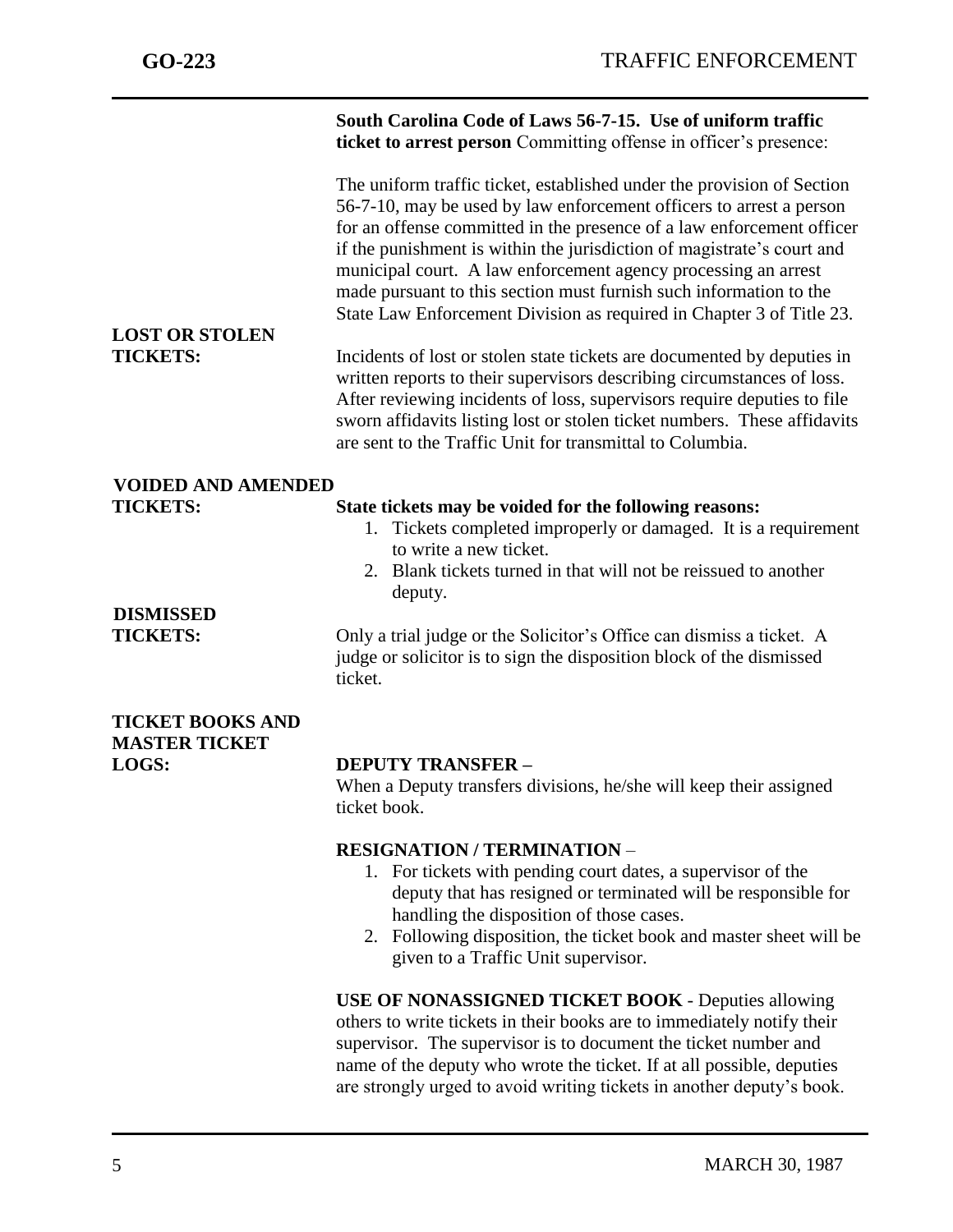**South Carolina Code of Laws 56-7-15. Use of uniform traffic ticket to arrest person** Committing offense in officer's presence:

The uniform traffic ticket, established under the provision of Section 56-7-10, may be used by law enforcement officers to arrest a person for an offense committed in the presence of a law enforcement officer if the punishment is within the jurisdiction of magistrate's court and municipal court. A law enforcement agency processing an arrest made pursuant to this section must furnish such information to the State Law Enforcement Division as required in Chapter 3 of Title 23.

## LOST OR STOLEN TICKETS:

Incidents of lost or stolen state tickets are documented by deputies in written reports to their supervisors describing circumstances of loss. After reviewing incidents of loss, supervisors require deputies to file sworn affidavits listing lost or stolen ticket numbers. These affidavits are sent to the Traffic Unit for transmittal to Columbia.

## VOIDED AND AMENDED TICKETS:

**State tickets may be voided for the following reasons:**

1. Tickets completed improperly or damaged. It is a requirement to write a new ticket.
2. Blank tickets turned in that will not be reissued to another deputy.

## DISMISSED TICKETS:

Only a trial judge or the Solicitor's Office can dismiss a ticket. A judge or solicitor is to sign the disposition block of the dismissed ticket.

## TICKET BOOKS AND MASTER TICKET LOGS:

**DEPUTY TRANSFER –**
When a Deputy transfers divisions, he/she will keep their assigned ticket book.

**RESIGNATION / TERMINATION** –

1. For tickets with pending court dates, a supervisor of the deputy that has resigned or terminated will be responsible for handling the disposition of those cases.
2. Following disposition, the ticket book and master sheet will be given to a Traffic Unit supervisor.

**USE OF NONASSIGNED TICKET BOOK** - Deputies allowing others to write tickets in their books are to immediately notify their supervisor. The supervisor is to document the ticket number and name of the deputy who wrote the ticket. If at all possible, deputies are strongly urged to avoid writing tickets in another deputy's book.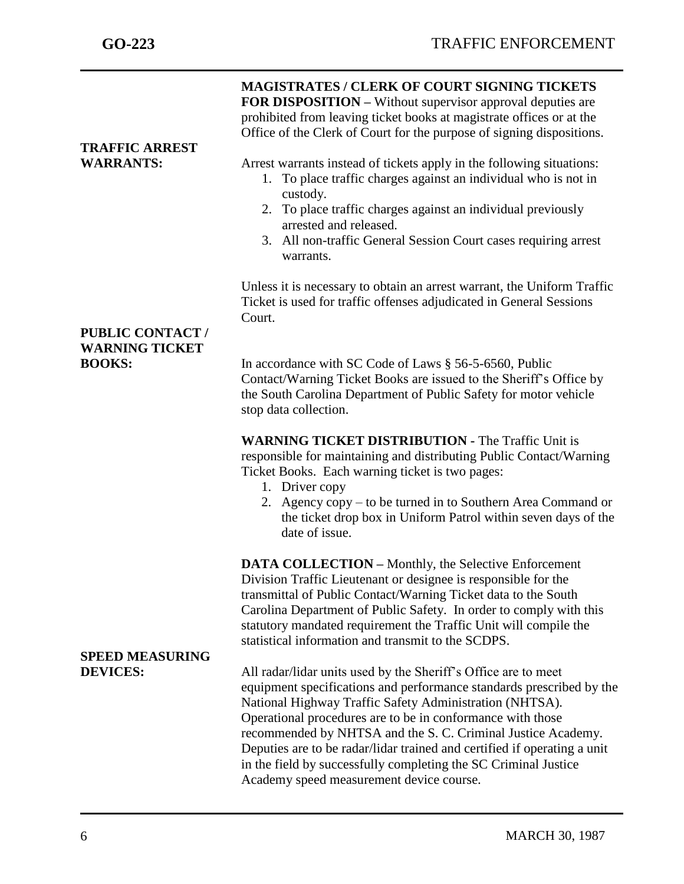**MAGISTRATES / CLERK OF COURT SIGNING TICKETS FOR DISPOSITION –** Without supervisor approval deputies are prohibited from leaving ticket books at magistrate offices or at the Office of the Clerk of Court for the purpose of signing dispositions.

**TRAFFIC ARREST WARRANTS:**

Arrest warrants instead of tickets apply in the following situations:

1. To place traffic charges against an individual who is not in custody.
2. To place traffic charges against an individual previously arrested and released.
3. All non-traffic General Session Court cases requiring arrest warrants.

Unless it is necessary to obtain an arrest warrant, the Uniform Traffic Ticket is used for traffic offenses adjudicated in General Sessions Court.

**PUBLIC CONTACT / WARNING TICKET BOOKS:**

In accordance with SC Code of Laws § 56-5-6560, Public Contact/Warning Ticket Books are issued to the Sheriff's Office by the South Carolina Department of Public Safety for motor vehicle stop data collection.

**WARNING TICKET DISTRIBUTION -** The Traffic Unit is responsible for maintaining and distributing Public Contact/Warning Ticket Books. Each warning ticket is two pages:

1. Driver copy
2. Agency copy – to be turned in to Southern Area Command or the ticket drop box in Uniform Patrol within seven days of the date of issue.

**DATA COLLECTION –** Monthly, the Selective Enforcement Division Traffic Lieutenant or designee is responsible for the transmittal of Public Contact/Warning Ticket data to the South Carolina Department of Public Safety. In order to comply with this statutory mandated requirement the Traffic Unit will compile the statistical information and transmit to the SCDPS.

**SPEED MEASURING DEVICES:**

All radar/lidar units used by the Sheriff's Office are to meet equipment specifications and performance standards prescribed by the National Highway Traffic Safety Administration (NHTSA). Operational procedures are to be in conformance with those recommended by NHTSA and the S. C. Criminal Justice Academy. Deputies are to be radar/lidar trained and certified if operating a unit in the field by successfully completing the SC Criminal Justice Academy speed measurement device course.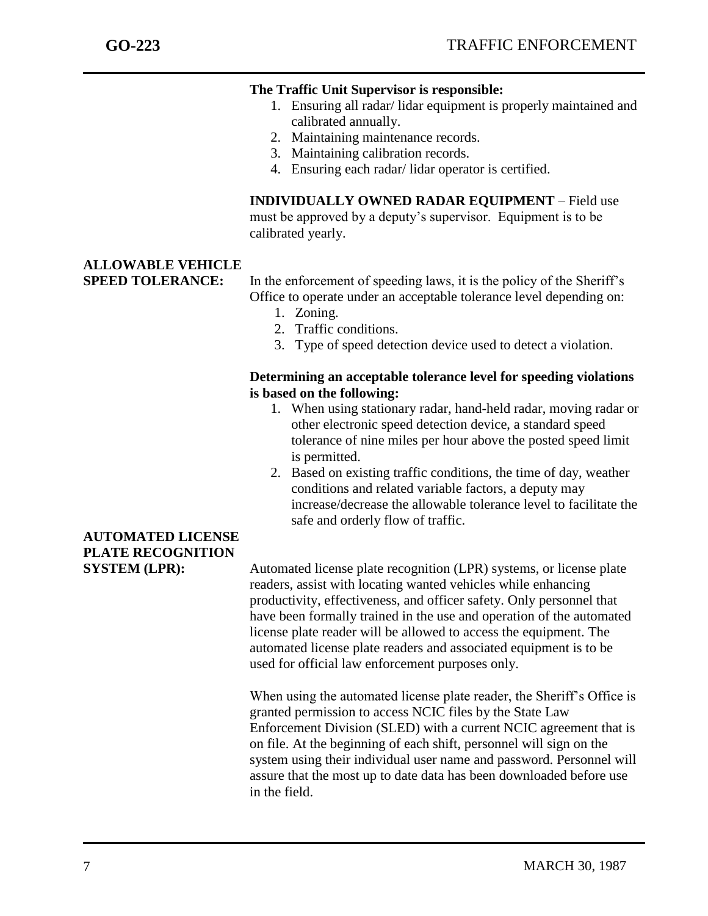**The Traffic Unit Supervisor is responsible:**

1. Ensuring all radar/ lidar equipment is properly maintained and calibrated annually.
2. Maintaining maintenance records.
3. Maintaining calibration records.
4. Ensuring each radar/ lidar operator is certified.

**INDIVIDUALLY OWNED RADAR EQUIPMENT** – Field use must be approved by a deputy's supervisor. Equipment is to be calibrated yearly.

## ALLOWABLE VEHICLE SPEED TOLERANCE:

In the enforcement of speeding laws, it is the policy of the Sheriff's Office to operate under an acceptable tolerance level depending on:

1. Zoning.
2. Traffic conditions.
3. Type of speed detection device used to detect a violation.

**Determining an acceptable tolerance level for speeding violations is based on the following:**

1. When using stationary radar, hand-held radar, moving radar or other electronic speed detection device, a standard speed tolerance of nine miles per hour above the posted speed limit is permitted.
2. Based on existing traffic conditions, the time of day, weather conditions and related variable factors, a deputy may increase/decrease the allowable tolerance level to facilitate the safe and orderly flow of traffic.

## AUTOMATED LICENSE PLATE RECOGNITION SYSTEM (LPR):

Automated license plate recognition (LPR) systems, or license plate readers, assist with locating wanted vehicles while enhancing productivity, effectiveness, and officer safety. Only personnel that have been formally trained in the use and operation of the automated license plate reader will be allowed to access the equipment. The automated license plate readers and associated equipment is to be used for official law enforcement purposes only.

When using the automated license plate reader, the Sheriff's Office is granted permission to access NCIC files by the State Law Enforcement Division (SLED) with a current NCIC agreement that is on file. At the beginning of each shift, personnel will sign on the system using their individual user name and password. Personnel will assure that the most up to date data has been downloaded before use in the field.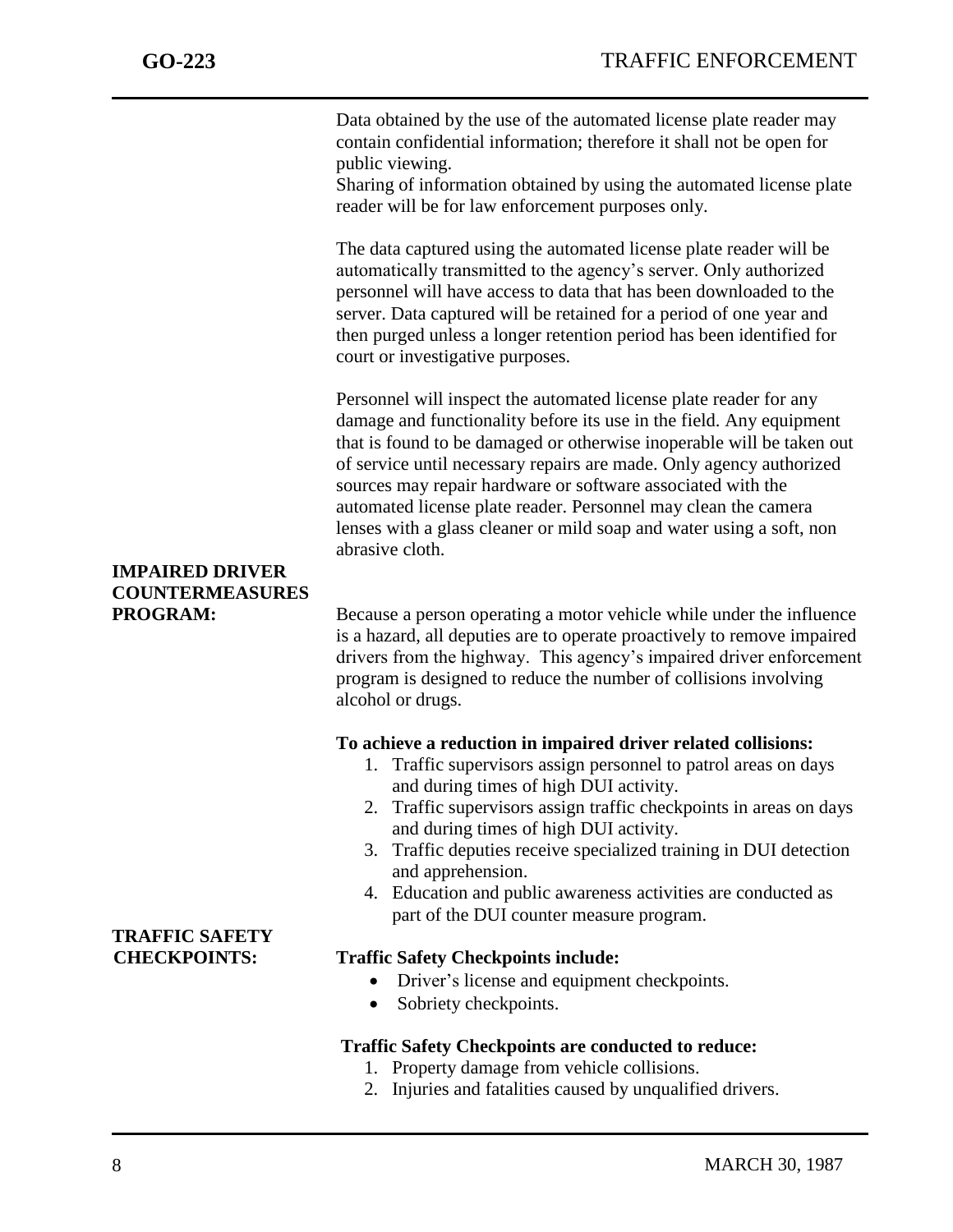Data obtained by the use of the automated license plate reader may contain confidential information; therefore it shall not be open for public viewing.
Sharing of information obtained by using the automated license plate reader will be for law enforcement purposes only.

The data captured using the automated license plate reader will be automatically transmitted to the agency's server. Only authorized personnel will have access to data that has been downloaded to the server. Data captured will be retained for a period of one year and then purged unless a longer retention period has been identified for court or investigative purposes.

Personnel will inspect the automated license plate reader for any damage and functionality before its use in the field. Any equipment that is found to be damaged or otherwise inoperable will be taken out of service until necessary repairs are made. Only agency authorized sources may repair hardware or software associated with the automated license plate reader. Personnel may clean the camera lenses with a glass cleaner or mild soap and water using a soft, non abrasive cloth.

**IMPAIRED DRIVER COUNTERMEASURES PROGRAM:**

Because a person operating a motor vehicle while under the influence is a hazard, all deputies are to operate proactively to remove impaired drivers from the highway. This agency's impaired driver enforcement program is designed to reduce the number of collisions involving alcohol or drugs.

**To achieve a reduction in impaired driver related collisions:**

1. Traffic supervisors assign personnel to patrol areas on days and during times of high DUI activity.
2. Traffic supervisors assign traffic checkpoints in areas on days and during times of high DUI activity.
3. Traffic deputies receive specialized training in DUI detection and apprehension.
4. Education and public awareness activities are conducted as part of the DUI counter measure program.

**TRAFFIC SAFETY CHECKPOINTS:**

**Traffic Safety Checkpoints include:**

- Driver's license and equipment checkpoints.
- Sobriety checkpoints.

**Traffic Safety Checkpoints are conducted to reduce:**

1. Property damage from vehicle collisions.
2. Injuries and fatalities caused by unqualified drivers.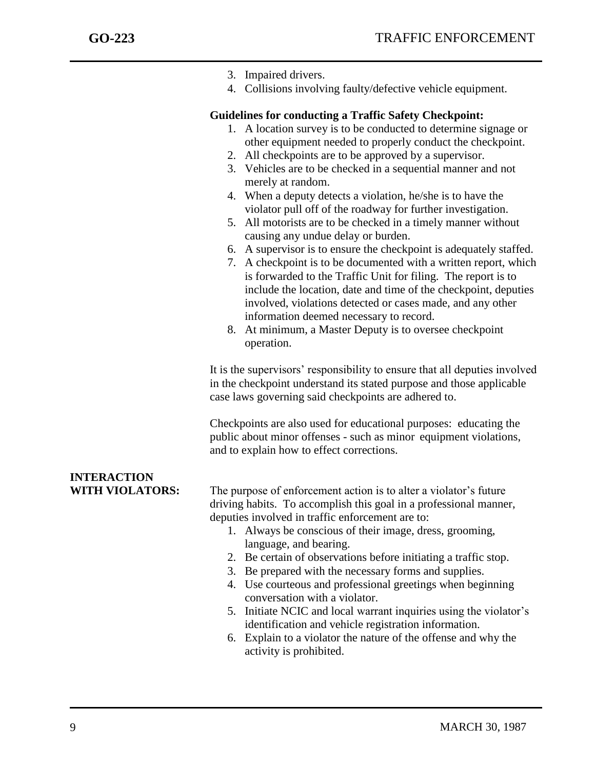3. Impaired drivers.
4. Collisions involving faulty/defective vehicle equipment.

**Guidelines for conducting a Traffic Safety Checkpoint:**

1. A location survey is to be conducted to determine signage or other equipment needed to properly conduct the checkpoint.
2. All checkpoints are to be approved by a supervisor.
3. Vehicles are to be checked in a sequential manner and not merely at random.
4. When a deputy detects a violation, he/she is to have the violator pull off of the roadway for further investigation.
5. All motorists are to be checked in a timely manner without causing any undue delay or burden.
6. A supervisor is to ensure the checkpoint is adequately staffed.
7. A checkpoint is to be documented with a written report, which is forwarded to the Traffic Unit for filing. The report is to include the location, date and time of the checkpoint, deputies involved, violations detected or cases made, and any other information deemed necessary to record.
8. At minimum, a Master Deputy is to oversee checkpoint operation.

It is the supervisors' responsibility to ensure that all deputies involved in the checkpoint understand its stated purpose and those applicable case laws governing said checkpoints are adhered to.

Checkpoints are also used for educational purposes: educating the public about minor offenses - such as minor equipment violations, and to explain how to effect corrections.

## INTERACTION WITH VIOLATORS:

The purpose of enforcement action is to alter a violator's future driving habits. To accomplish this goal in a professional manner, deputies involved in traffic enforcement are to:

1. Always be conscious of their image, dress, grooming, language, and bearing.
2. Be certain of observations before initiating a traffic stop.
3. Be prepared with the necessary forms and supplies.
4. Use courteous and professional greetings when beginning conversation with a violator.
5. Initiate NCIC and local warrant inquiries using the violator's identification and vehicle registration information.
6. Explain to a violator the nature of the offense and why the activity is prohibited.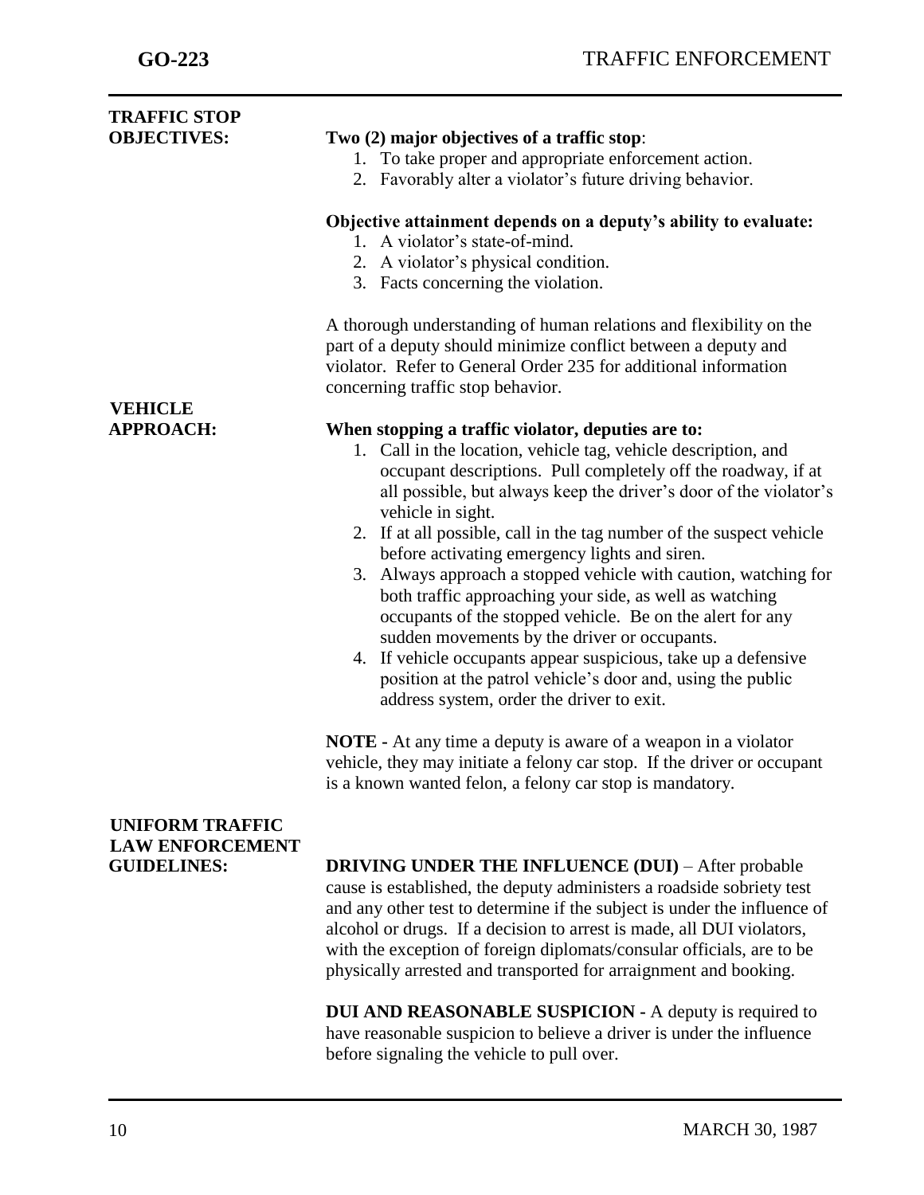## TRAFFIC STOP OBJECTIVES:

**Two (2) major objectives of a traffic stop**:

1. To take proper and appropriate enforcement action.
2. Favorably alter a violator's future driving behavior.

**Objective attainment depends on a deputy's ability to evaluate:**

1. A violator's state-of-mind.
2. A violator's physical condition.
3. Facts concerning the violation.

A thorough understanding of human relations and flexibility on the part of a deputy should minimize conflict between a deputy and violator. Refer to General Order 235 for additional information concerning traffic stop behavior.

## VEHICLE APPROACH:

**When stopping a traffic violator, deputies are to:**

1. Call in the location, vehicle tag, vehicle description, and occupant descriptions. Pull completely off the roadway, if at all possible, but always keep the driver's door of the violator's vehicle in sight.
2. If at all possible, call in the tag number of the suspect vehicle before activating emergency lights and siren.
3. Always approach a stopped vehicle with caution, watching for both traffic approaching your side, as well as watching occupants of the stopped vehicle. Be on the alert for any sudden movements by the driver or occupants.
4. If vehicle occupants appear suspicious, take up a defensive position at the patrol vehicle's door and, using the public address system, order the driver to exit.

**NOTE -** At any time a deputy is aware of a weapon in a violator vehicle, they may initiate a felony car stop. If the driver or occupant is a known wanted felon, a felony car stop is mandatory.

## UNIFORM TRAFFIC LAW ENFORCEMENT GUIDELINES:

**DRIVING UNDER THE INFLUENCE (DUI)** – After probable cause is established, the deputy administers a roadside sobriety test and any other test to determine if the subject is under the influence of alcohol or drugs. If a decision to arrest is made, all DUI violators, with the exception of foreign diplomats/consular officials, are to be physically arrested and transported for arraignment and booking.

**DUI AND REASONABLE SUSPICION -** A deputy is required to have reasonable suspicion to believe a driver is under the influence before signaling the vehicle to pull over.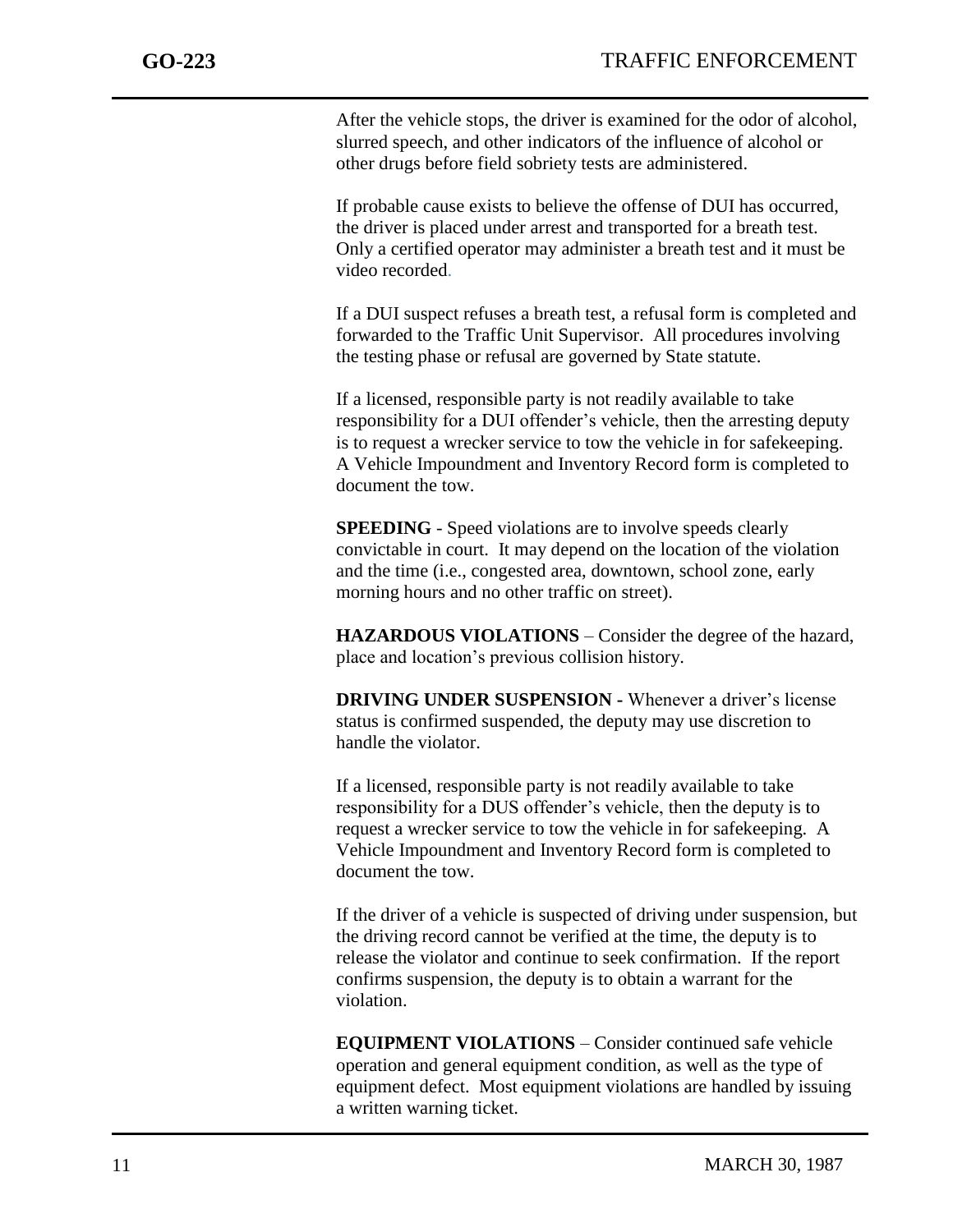After the vehicle stops, the driver is examined for the odor of alcohol, slurred speech, and other indicators of the influence of alcohol or other drugs before field sobriety tests are administered.

If probable cause exists to believe the offense of DUI has occurred, the driver is placed under arrest and transported for a breath test. Only a certified operator may administer a breath test and it must be video recorded.

If a DUI suspect refuses a breath test, a refusal form is completed and forwarded to the Traffic Unit Supervisor. All procedures involving the testing phase or refusal are governed by State statute.

If a licensed, responsible party is not readily available to take responsibility for a DUI offender's vehicle, then the arresting deputy is to request a wrecker service to tow the vehicle in for safekeeping. A Vehicle Impoundment and Inventory Record form is completed to document the tow.

**SPEEDING** - Speed violations are to involve speeds clearly convictable in court. It may depend on the location of the violation and the time (i.e., congested area, downtown, school zone, early morning hours and no other traffic on street).

**HAZARDOUS VIOLATIONS** – Consider the degree of the hazard, place and location's previous collision history.

**DRIVING UNDER SUSPENSION -** Whenever a driver's license status is confirmed suspended, the deputy may use discretion to handle the violator.

If a licensed, responsible party is not readily available to take responsibility for a DUS offender's vehicle, then the deputy is to request a wrecker service to tow the vehicle in for safekeeping. A Vehicle Impoundment and Inventory Record form is completed to document the tow.

If the driver of a vehicle is suspected of driving under suspension, but the driving record cannot be verified at the time, the deputy is to release the violator and continue to seek confirmation. If the report confirms suspension, the deputy is to obtain a warrant for the violation.

**EQUIPMENT VIOLATIONS** – Consider continued safe vehicle operation and general equipment condition, as well as the type of equipment defect. Most equipment violations are handled by issuing a written warning ticket.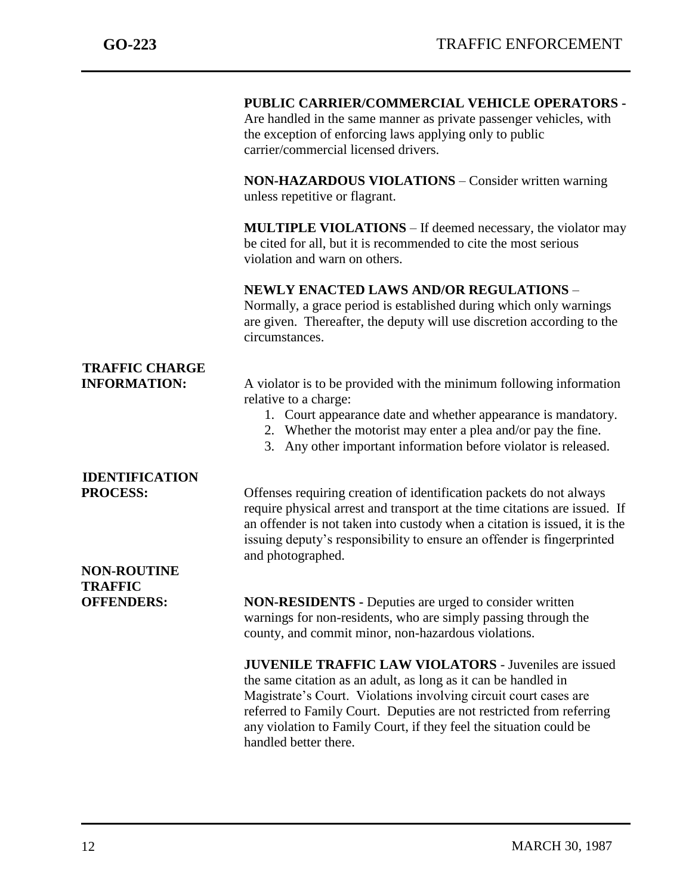**PUBLIC CARRIER/COMMERCIAL VEHICLE OPERATORS -** Are handled in the same manner as private passenger vehicles, with the exception of enforcing laws applying only to public carrier/commercial licensed drivers.

**NON-HAZARDOUS VIOLATIONS** – Consider written warning unless repetitive or flagrant.

**MULTIPLE VIOLATIONS** – If deemed necessary, the violator may be cited for all, but it is recommended to cite the most serious violation and warn on others.

**NEWLY ENACTED LAWS AND/OR REGULATIONS** – Normally, a grace period is established during which only warnings are given. Thereafter, the deputy will use discretion according to the circumstances.

**TRAFFIC CHARGE INFORMATION:**

A violator is to be provided with the minimum following information relative to a charge:

1. Court appearance date and whether appearance is mandatory.
2. Whether the motorist may enter a plea and/or pay the fine.
3. Any other important information before violator is released.

**IDENTIFICATION PROCESS:**

Offenses requiring creation of identification packets do not always require physical arrest and transport at the time citations are issued. If an offender is not taken into custody when a citation is issued, it is the issuing deputy's responsibility to ensure an offender is fingerprinted and photographed.

**NON-ROUTINE TRAFFIC OFFENDERS:**

**NON-RESIDENTS -** Deputies are urged to consider written warnings for non-residents, who are simply passing through the county, and commit minor, non-hazardous violations.

**JUVENILE TRAFFIC LAW VIOLATORS** - Juveniles are issued the same citation as an adult, as long as it can be handled in Magistrate's Court. Violations involving circuit court cases are referred to Family Court. Deputies are not restricted from referring any violation to Family Court, if they feel the situation could be handled better there.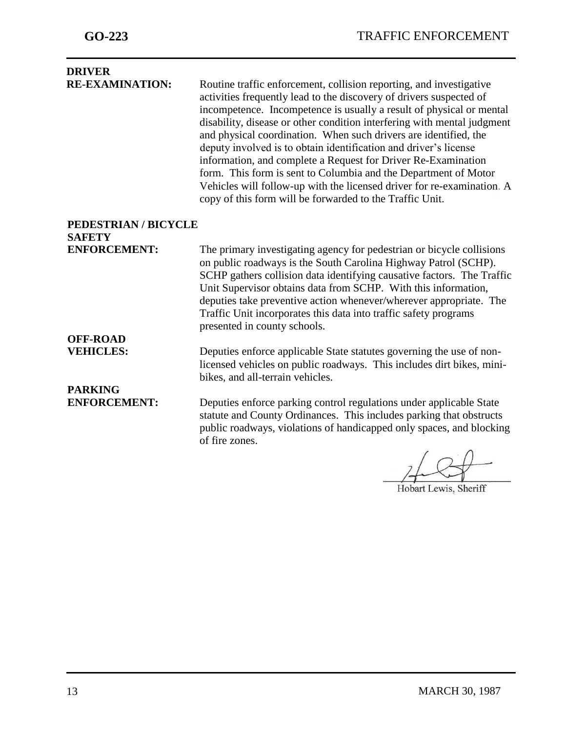**DRIVER RE-EXAMINATION:** Routine traffic enforcement, collision reporting, and investigative activities frequently lead to the discovery of drivers suspected of incompetence. Incompetence is usually a result of physical or mental disability, disease or other condition interfering with mental judgment and physical coordination. When such drivers are identified, the deputy involved is to obtain identification and driver's license information, and complete a Request for Driver Re-Examination form. This form is sent to Columbia and the Department of Motor Vehicles will follow-up with the licensed driver for re-examination. A copy of this form will be forwarded to the Traffic Unit.

**PEDESTRIAN / BICYCLE SAFETY ENFORCEMENT:** The primary investigating agency for pedestrian or bicycle collisions on public roadways is the South Carolina Highway Patrol (SCHP). SCHP gathers collision data identifying causative factors. The Traffic Unit Supervisor obtains data from SCHP. With this information, deputies take preventive action whenever/wherever appropriate. The Traffic Unit incorporates this data into traffic safety programs presented in county schools.

**OFF-ROAD VEHICLES:** Deputies enforce applicable State statutes governing the use of non-licensed vehicles on public roadways. This includes dirt bikes, mini-bikes, and all-terrain vehicles.

**PARKING ENFORCEMENT:** Deputies enforce parking control regulations under applicable State statute and County Ordinances. This includes parking that obstructs public roadways, violations of handicapped only spaces, and blocking of fire zones.

Hobart Lewis, Sheriff